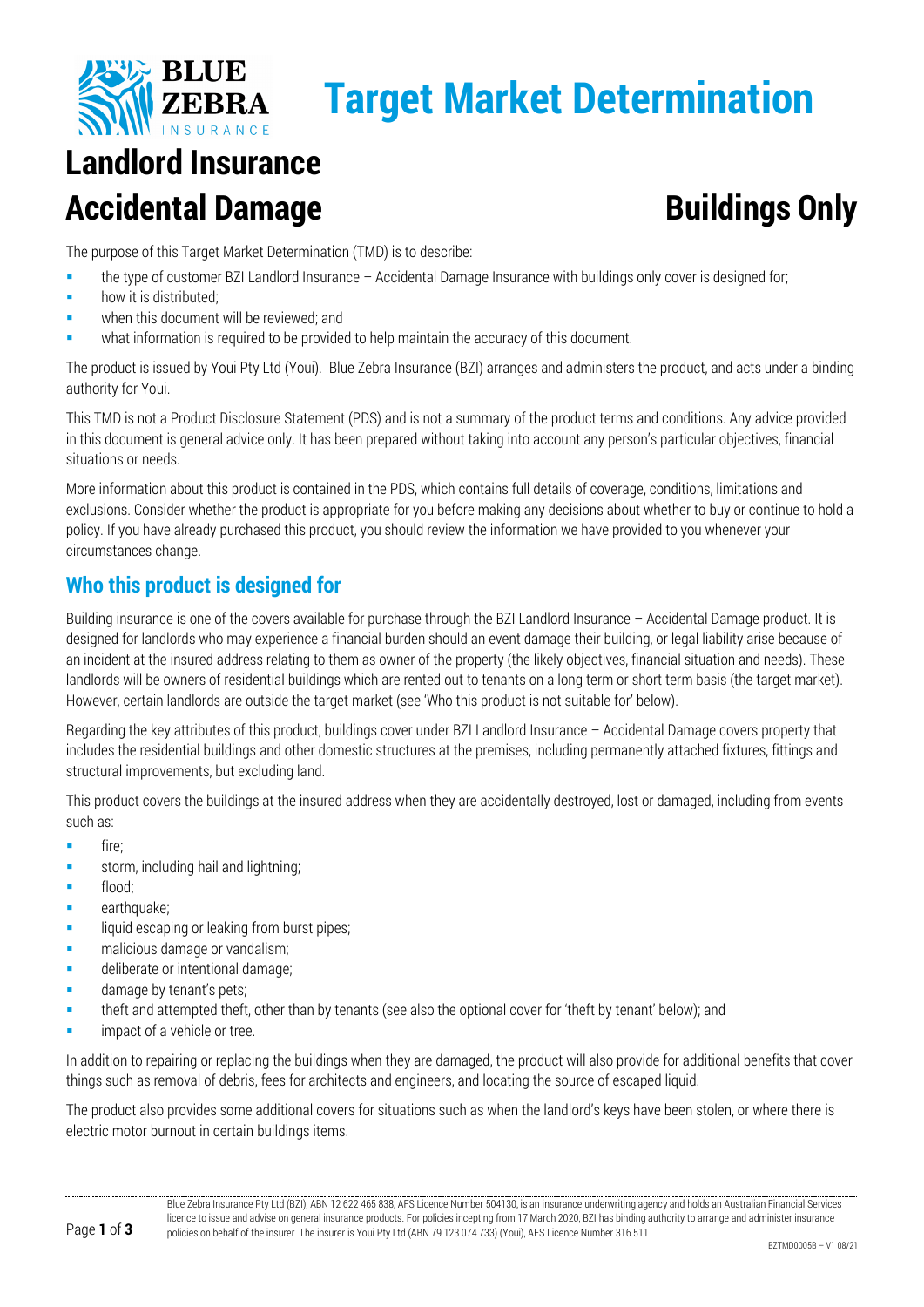# Target Market Determination

# Landlord Insurance Accidental Damage

# Buildings Only

The purpose of this Target Market Determination (TMD) is to describe:

- the type of customer BZI Landlord Insurance – Accidental Damage Insurance with buildings only cover is designed for;
- how it is distributed;
- when this document will be reviewed; and
- what information is required to be provided to help maintain the accuracy of this document.

The product is issued by Youi Pty Ltd (Youi). Blue Zebra Insurance (BZI) arranges and administers the product, and acts under a binding authority for Youi.

This TMD is not a Product Disclosure Statement (PDS) and is not a summary of the product terms and conditions. Any advice provided in this document is general advice only. It has been prepared without taking into account any person's particular objectives, financial situations or needs.

More information about this product is contained in the PDS, which contains full details of coverage, conditions, limitations and exclusions. Consider whether the product is appropriate for you before making any decisions about whether to buy or continue to hold a policy. If you have already purchased this product, you should review the information we have provided to you whenever your circumstances change.

## Who this product is designed for

Building insurance is one of the covers available for purchase through the BZI Landlord Insurance – Accidental Damage product. It is designed for landlords who may experience a financial burden should an event damage their building, or legal liability arise because of an incident at the insured address relating to them as owner of the property (the likely objectives, financial situation and needs). These landlords will be owners of residential buildings which are rented out to tenants on a long term or short term basis (the target market). However, certain landlords are outside the target market (see 'Who this product is not suitable for' below).

Regarding the key attributes of this product, buildings cover under BZI Landlord Insurance – Accidental Damage covers property that includes the residential buildings and other domestic structures at the premises, including permanently attached fixtures, fittings and structural improvements, but excluding land.

This product covers the buildings at the insured address when they are accidentally destroyed, lost or damaged, including from events such as:

- fire;
- storm, including hail and lightning;
- flood;
- earthquake;
- liquid escaping or leaking from burst pipes;
- malicious damage or vandalism;
- deliberate or intentional damage;
- damage by tenant's pets;
- theft and attempted theft, other than by tenants (see also the optional cover for 'theft by tenant' below); and
- impact of a vehicle or tree.

In addition to repairing or replacing the buildings when they are damaged, the product will also provide for additional benefits that cover things such as removal of debris, fees for architects and engineers, and locating the source of escaped liquid.

The product also provides some additional covers for situations such as when the landlord's keys have been stolen, or where there is electric motor burnout in certain buildings items.

Blue Zebra Insurance Pty Ltd (BZI), ABN 12 622 465 838, AFS Licence Number 504130, is an insurance underwriting agency and holds an Australian Financial Services licence to issue and advise on general insurance products. For policies incepting from 17 March 2020, BZI has binding authority to arrange and administer insurance policies on behalf of the insurer. The insurer is Youi Pty Ltd (ABN 79 123 074 733) (Youi), AFS Licence Number 316 511.

BZTMD0005B – V1 08/21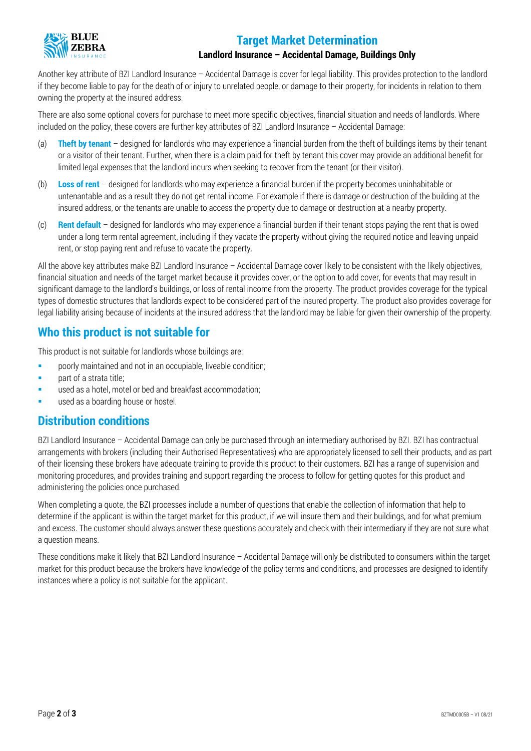Another key attribute of BZI Landlord Insurance – Accidental Damage is cover for legal liability. This provides protection to the landlord if they become liable to pay for the death of or injury to unrelated people, or damage to their property, for incidents in relation to them owning the property at the insured address.

There are also some optional covers for purchase to meet more specific objectives, financial situation and needs of landlords. Where included on the policy, these covers are further key attributes of BZI Landlord Insurance – Accidental Damage:

(a) **Theft by tenant** – designed for landlords who may experience a financial burden from the theft of buildings items by their tenant or a visitor of their tenant. Further, when there is a claim paid for theft by tenant this cover may provide an additional benefit for limited legal expenses that the landlord incurs when seeking to recover from the tenant (or their visitor).

(b) **Loss of rent** – designed for landlords who may experience a financial burden if the property becomes uninhabitable or untenantable and as a result they do not get rental income. For example if there is damage or destruction of the building at the insured address, or the tenants are unable to access the property due to damage or destruction at a nearby property.

(c) **Rent default** – designed for landlords who may experience a financial burden if their tenant stops paying the rent that is owed under a long term rental agreement, including if they vacate the property without giving the required notice and leaving unpaid rent, or stop paying rent and refuse to vacate the property.

All the above key attributes make BZI Landlord Insurance – Accidental Damage cover likely to be consistent with the likely objectives, financial situation and needs of the target market because it provides cover, or the option to add cover, for events that may result in significant damage to the landlord's buildings, or loss of rental income from the property. The product provides coverage for the typical types of domestic structures that landlords expect to be considered part of the insured property. The product also provides coverage for legal liability arising because of incidents at the insured address that the landlord may be liable for given their ownership of the property.

## Who this product is not suitable for

This product is not suitable for landlords whose buildings are:

- poorly maintained and not in an occupiable, liveable condition;
- part of a strata title;
- used as a hotel, motel or bed and breakfast accommodation;
- used as a boarding house or hostel.

## Distribution conditions

BZI Landlord Insurance – Accidental Damage can only be purchased through an intermediary authorised by BZI. BZI has contractual arrangements with brokers (including their Authorised Representatives) who are appropriately licensed to sell their products, and as part of their licensing these brokers have adequate training to provide this product to their customers. BZI has a range of supervision and monitoring procedures, and provides training and support regarding the process to follow for getting quotes for this product and administering the policies once purchased.

When completing a quote, the BZI processes include a number of questions that enable the collection of information that help to determine if the applicant is within the target market for this product, if we will insure them and their buildings, and for what premium and excess. The customer should always answer these questions accurately and check with their intermediary if they are not sure what a question means.

These conditions make it likely that BZI Landlord Insurance – Accidental Damage will only be distributed to consumers within the target market for this product because the brokers have knowledge of the policy terms and conditions, and processes are designed to identify instances where a policy is not suitable for the applicant.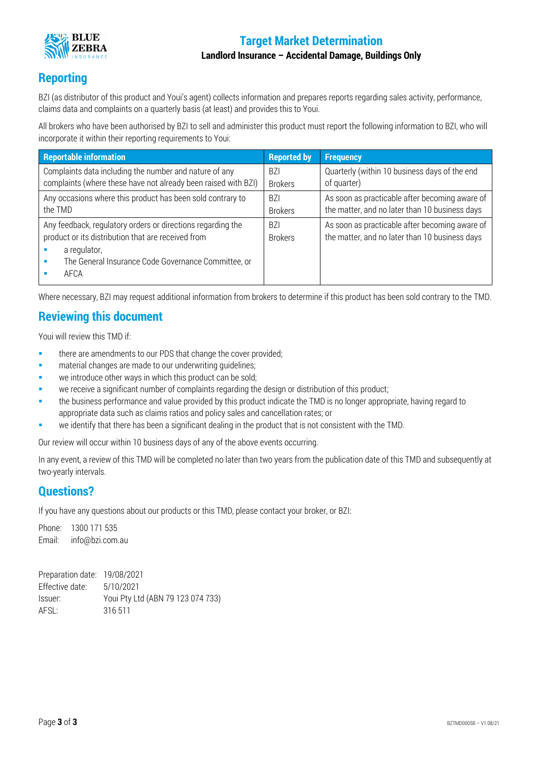## Reporting

BZI (as distributor of this product and Youi's agent) collects information and prepares reports regarding sales activity, performance, claims data and complaints on a quarterly basis (at least) and provides this to Youi.

All brokers who have been authorised by BZI to sell and administer this product must report the following information to BZI, who will incorporate it within their reporting requirements to Youi:

| Reportable information | Reported by | Frequency |
|---|---|---|
| Complaints data including the number and nature of any complaints (where these have not already been raised with BZI) | BZI<br>Brokers | Quarterly (within 10 business days of the end of quarter) |
| Any occasions where this product has been sold contrary to the TMD | BZI<br>Brokers | As soon as practicable after becoming aware of the matter, and no later than 10 business days |
| Any feedback, regulatory orders or directions regarding the product or its distribution that are received from<br>▪ a regulator,<br>▪ The General Insurance Code Governance Committee, or<br>▪ AFCA | BZI<br>Brokers | As soon as practicable after becoming aware of the matter, and no later than 10 business days |

Where necessary, BZI may request additional information from brokers to determine if this product has been sold contrary to the TMD.

## Reviewing this document

Youi will review this TMD if:

- there are amendments to our PDS that change the cover provided;
- material changes are made to our underwriting guidelines;
- we introduce other ways in which this product can be sold;
- we receive a significant number of complaints regarding the design or distribution of this product;
- the business performance and value provided by this product indicate the TMD is no longer appropriate, having regard to appropriate data such as claims ratios and policy sales and cancellation rates; or
- we identify that there has been a significant dealing in the product that is not consistent with the TMD.

Our review will occur within 10 business days of any of the above events occurring.

In any event, a review of this TMD will be completed no later than two years from the publication date of this TMD and subsequently at two-yearly intervals.

## Questions?

If you have any questions about our products or this TMD, please contact your broker, or BZI:

Phone: 1300 171 535
Email: info@bzi.com.au

Preparation date: 19/08/2021
Effective date: 5/10/2021
Issuer: Youi Pty Ltd (ABN 79 123 074 733)
AFSL: 316 511

BZTMD0005B – V1 08/21